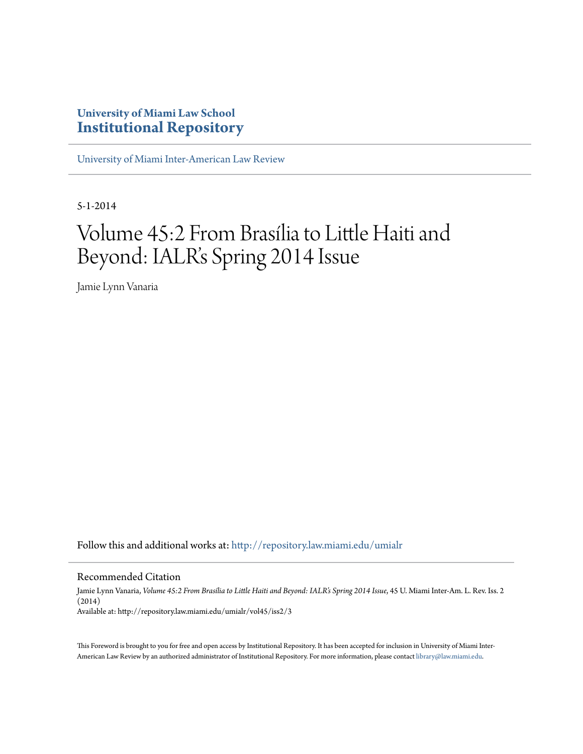**University of Miami Law School**
**Institutional Repository**

University of Miami Inter-American Law Review

5-1-2014

# Volume 45:2 From Brasília to Little Haiti and Beyond: IALR's Spring 2014 Issue

Jamie Lynn Vanaria

Follow this and additional works at: http://repository.law.miami.edu/umialr

## Recommended Citation

Jamie Lynn Vanaria, *Volume 45:2 From Brasília to Little Haiti and Beyond: IALR's Spring 2014 Issue*, 45 U. Miami Inter-Am. L. Rev. Iss. 2 (2014)
Available at: http://repository.law.miami.edu/umialr/vol45/iss2/3

This Foreword is brought to you for free and open access by Institutional Repository. It has been accepted for inclusion in University of Miami Inter-American Law Review by an authorized administrator of Institutional Repository. For more information, please contact library@law.miami.edu.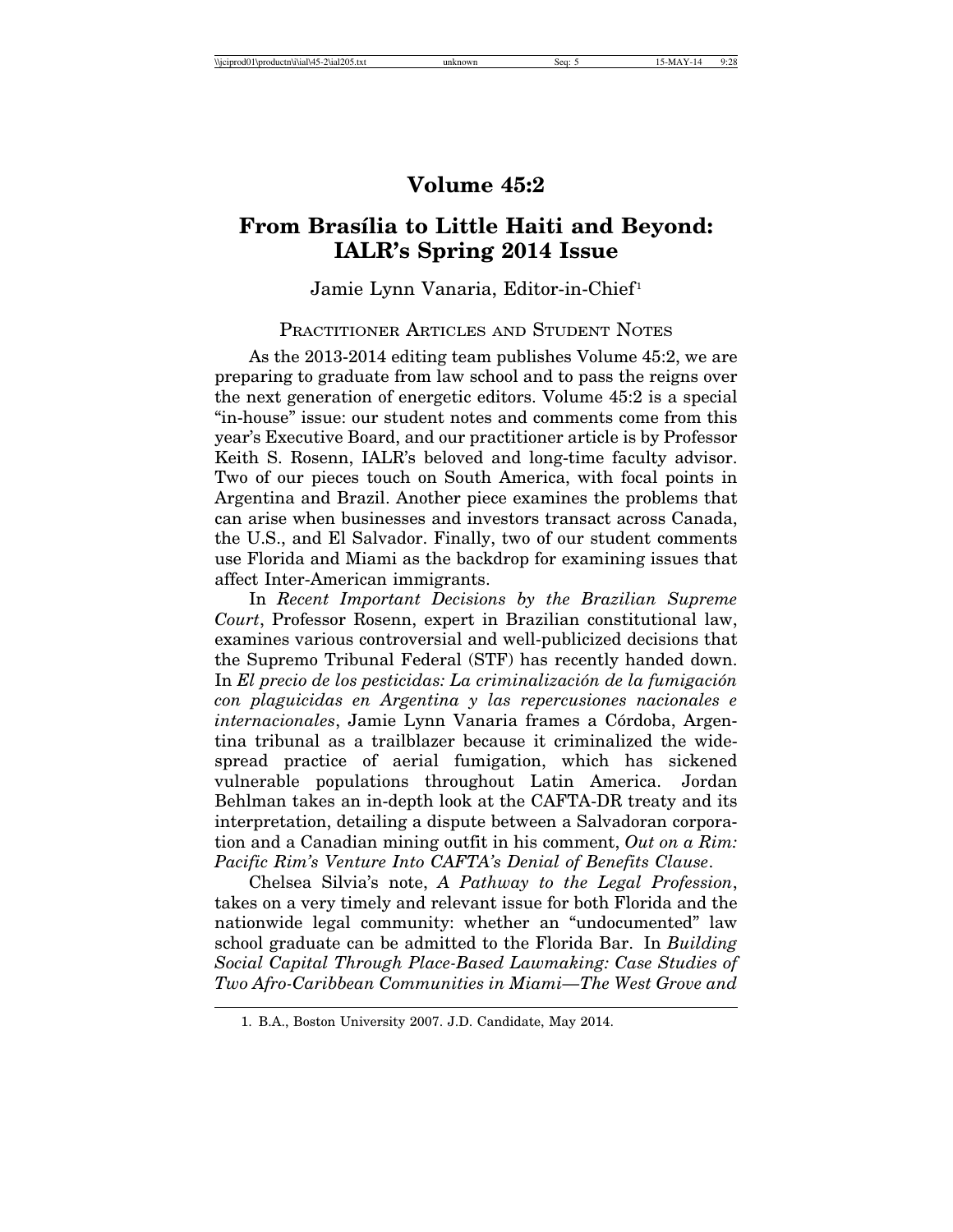# Volume 45:2

## From Brasília to Little Haiti and Beyond: IALR's Spring 2014 Issue

Jamie Lynn Vanaria, Editor-in-Chief[1]

### Practitioner Articles and Student Notes

As the 2013-2014 editing team publishes Volume 45:2, we are preparing to graduate from law school and to pass the reigns over the next generation of energetic editors. Volume 45:2 is a special "in-house" issue: our student notes and comments come from this year's Executive Board, and our practitioner article is by Professor Keith S. Rosenn, IALR's beloved and long-time faculty advisor. Two of our pieces touch on South America, with focal points in Argentina and Brazil. Another piece examines the problems that can arise when businesses and investors transact across Canada, the U.S., and El Salvador. Finally, two of our student comments use Florida and Miami as the backdrop for examining issues that affect Inter-American immigrants.

In *Recent Important Decisions by the Brazilian Supreme Court*, Professor Rosenn, expert in Brazilian constitutional law, examines various controversial and well-publicized decisions that the Supremo Tribunal Federal (STF) has recently handed down. In *El precio de los pesticidas: La criminalización de la fumigación con plaguicidas en Argentina y las repercusiones nacionales e internacionales*, Jamie Lynn Vanaria frames a Córdoba, Argentina tribunal as a trailblazer because it criminalized the widespread practice of aerial fumigation, which has sickened vulnerable populations throughout Latin America. Jordan Behlman takes an in-depth look at the CAFTA-DR treaty and its interpretation, detailing a dispute between a Salvadoran corporation and a Canadian mining outfit in his comment, *Out on a Rim: Pacific Rim's Venture Into CAFTA's Denial of Benefits Clause*.

Chelsea Silvia's note, *A Pathway to the Legal Profession*, takes on a very timely and relevant issue for both Florida and the nationwide legal community: whether an "undocumented" law school graduate can be admitted to the Florida Bar. In *Building Social Capital Through Place-Based Lawmaking: Case Studies of Two Afro-Caribbean Communities in Miami—The West Grove and*

1. B.A., Boston University 2007. J.D. Candidate, May 2014.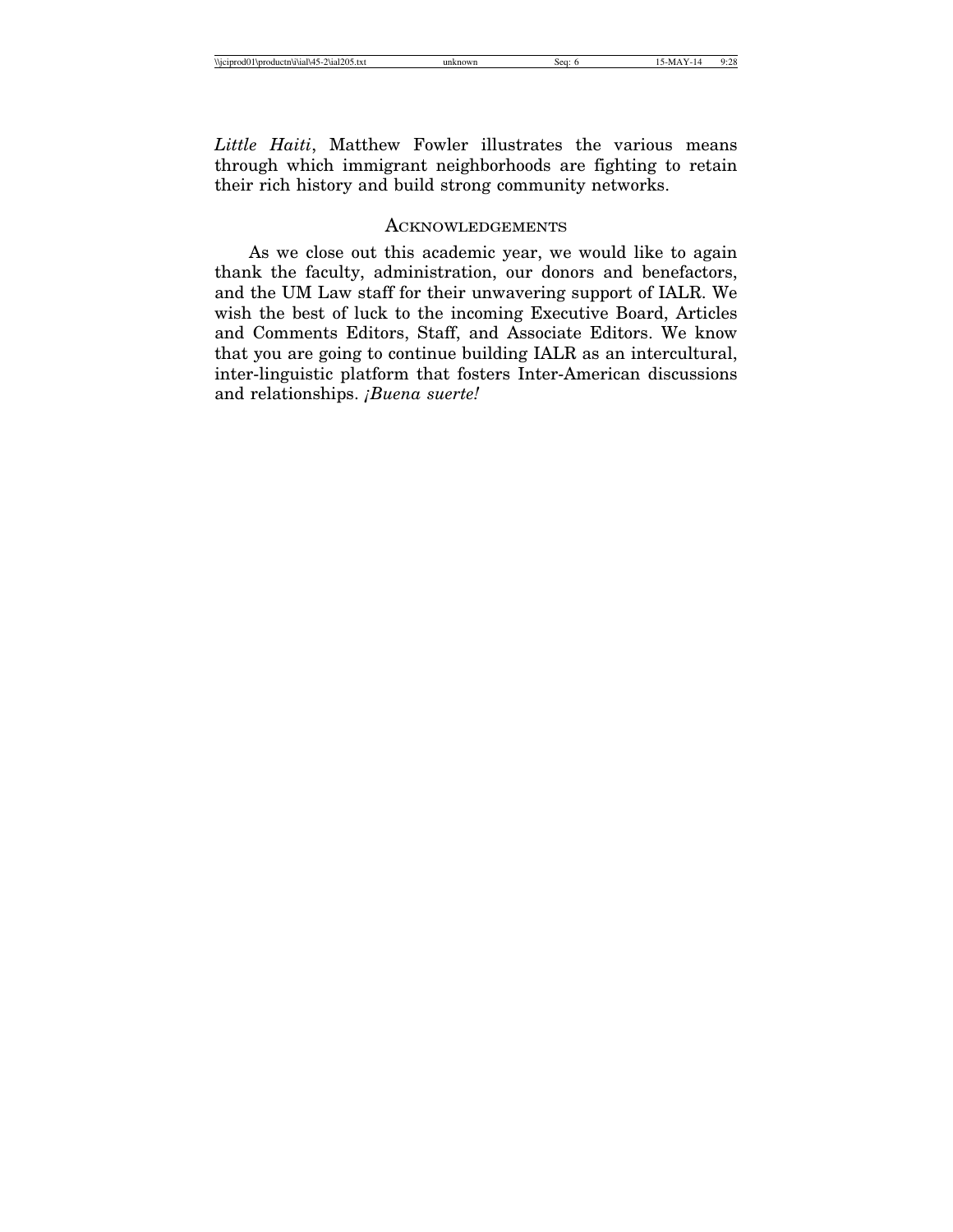*Little Haiti*, Matthew Fowler illustrates the various means through which immigrant neighborhoods are fighting to retain their rich history and build strong community networks.

## ACKNOWLEDGEMENTS

As we close out this academic year, we would like to again thank the faculty, administration, our donors and benefactors, and the UM Law staff for their unwavering support of IALR. We wish the best of luck to the incoming Executive Board, Articles and Comments Editors, Staff, and Associate Editors. We know that you are going to continue building IALR as an intercultural, inter-linguistic platform that fosters Inter-American discussions and relationships. *¡Buena suerte!*